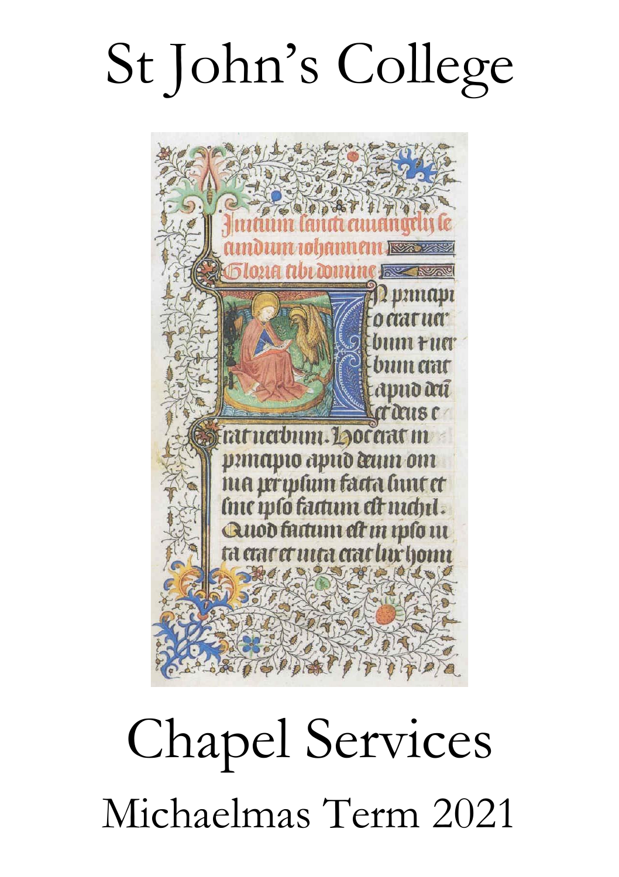# St John's College

# Chapel Services

## Michaelmas Term 2021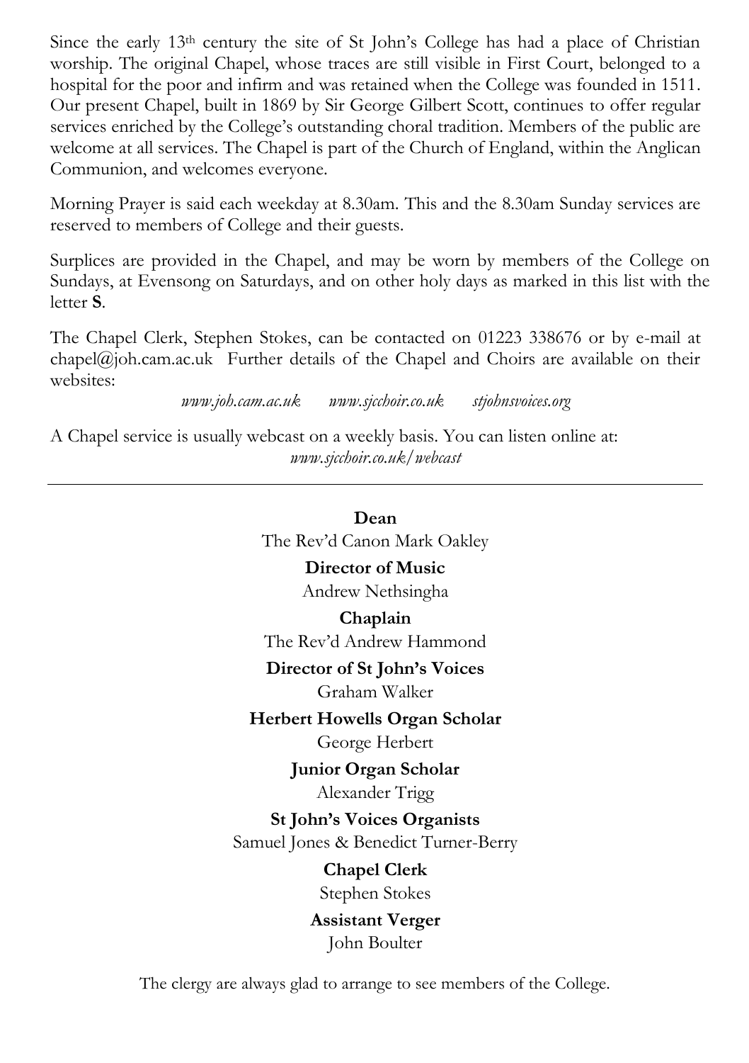Since the early 13th century the site of St John's College has had a place of Christian worship. The original Chapel, whose traces are still visible in First Court, belonged to a hospital for the poor and infirm and was retained when the College was founded in 1511. Our present Chapel, built in 1869 by Sir George Gilbert Scott, continues to offer regular services enriched by the College's outstanding choral tradition. Members of the public are welcome at all services. The Chapel is part of the Church of England, within the Anglican Communion, and welcomes everyone.

Morning Prayer is said each weekday at 8.30am. This and the 8.30am Sunday services are reserved to members of College and their guests.

Surplices are provided in the Chapel, and may be worn by members of the College on Sundays, at Evensong on Saturdays, and on other holy days as marked in this list with the letter **S**.

The Chapel Clerk, Stephen Stokes, can be contacted on 01223 338676 or by e-mail at chapel@joh.cam.ac.uk Further details of the Chapel and Choirs are available on their websites:

*www.joh.cam.ac.uk* *www.sjcchoir.co.uk* *stjohnsvoices.org*

A Chapel service is usually webcast on a weekly basis. You can listen online at:
*www.sjcchoir.co.uk/webcast*

---

**Dean**
The Rev'd Canon Mark Oakley

**Director of Music**
Andrew Nethsingha

**Chaplain**
The Rev'd Andrew Hammond

**Director of St John's Voices**
Graham Walker

**Herbert Howells Organ Scholar**
George Herbert

**Junior Organ Scholar**
Alexander Trigg

**St John's Voices Organists**
Samuel Jones & Benedict Turner-Berry

**Chapel Clerk**
Stephen Stokes

**Assistant Verger**
John Boulter

The clergy are always glad to arrange to see members of the College.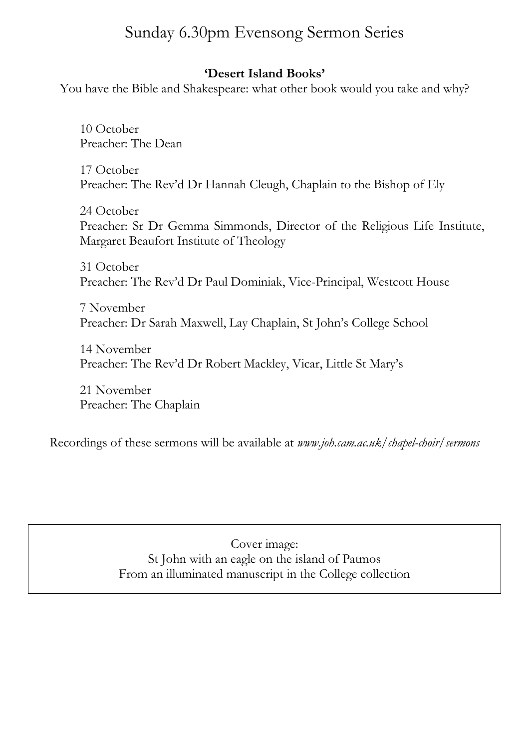# Sunday 6.30pm Evensong Sermon Series

**'Desert Island Books'**

You have the Bible and Shakespeare: what other book would you take and why?

10 October
Preacher: The Dean

17 October
Preacher: The Rev'd Dr Hannah Cleugh, Chaplain to the Bishop of Ely

24 October
Preacher: Sr Dr Gemma Simmonds, Director of the Religious Life Institute, Margaret Beaufort Institute of Theology

31 October
Preacher: The Rev'd Dr Paul Dominiak, Vice-Principal, Westcott House

7 November
Preacher: Dr Sarah Maxwell, Lay Chaplain, St John's College School

14 November
Preacher: The Rev'd Dr Robert Mackley, Vicar, Little St Mary's

21 November
Preacher: The Chaplain

Recordings of these sermons will be available at *www.joh.cam.ac.uk/chapel-choir/sermons*

Cover image:
St John with an eagle on the island of Patmos
From an illuminated manuscript in the College collection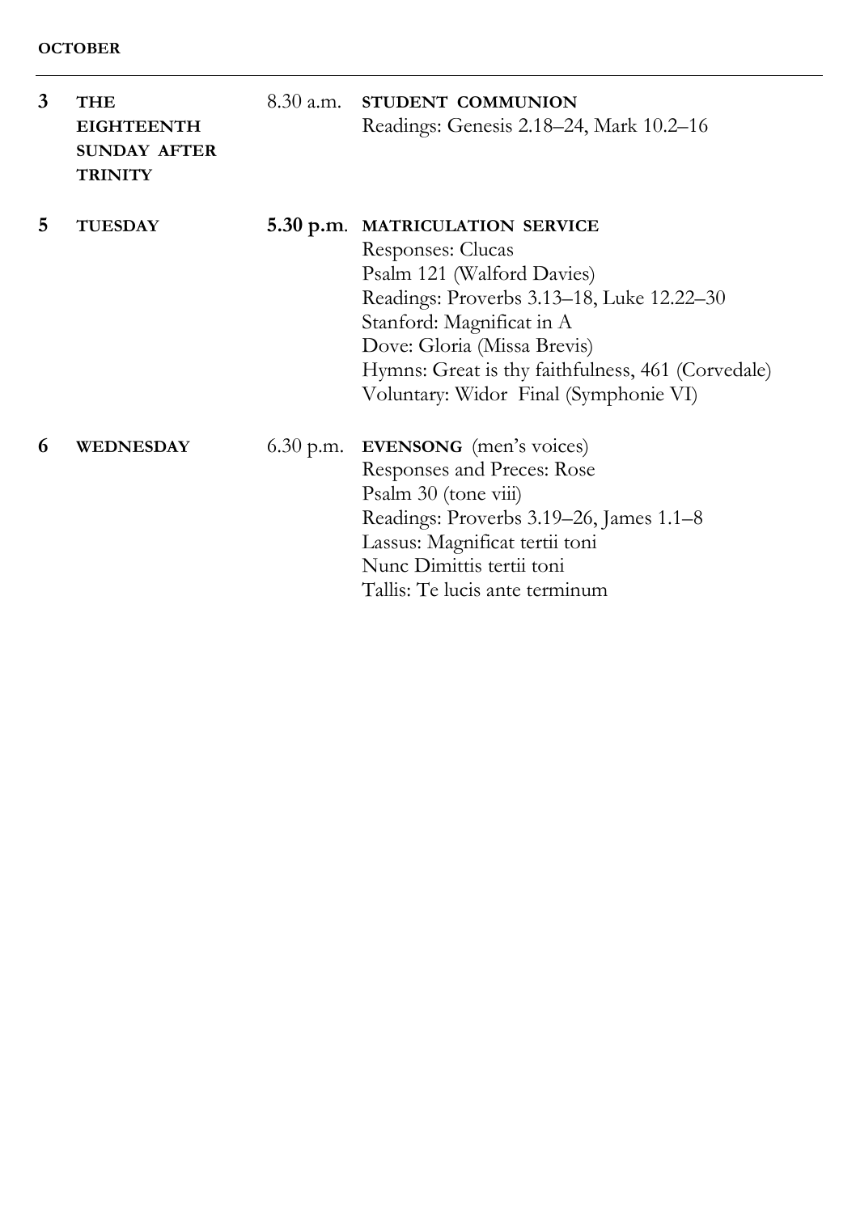**OCTOBER**

| | | | |
|---|---|---|---|
| **3** | **THE EIGHTEENTH SUNDAY AFTER TRINITY** | 8.30 a.m. | **STUDENT COMMUNION**<br>Readings: Genesis 2.18–24, Mark 10.2–16 |
| **5** | **TUESDAY** | **5.30 p.m**. | **MATRICULATION SERVICE**<br>Responses: Clucas<br>Psalm 121 (Walford Davies)<br>Readings: Proverbs 3.13–18, Luke 12.22–30<br>Stanford: Magnificat in A<br>Dove: Gloria (Missa Brevis)<br>Hymns: Great is thy faithfulness, 461 (Corvedale)<br>Voluntary: Widor Final (Symphonie VI) |
| **6** | **WEDNESDAY** | 6.30 p.m. | **EVENSONG** (men's voices)<br>Responses and Preces: Rose<br>Psalm 30 (tone viii)<br>Readings: Proverbs 3.19–26, James 1.1–8<br>Lassus: Magnificat tertii toni<br>Nunc Dimittis tertii toni<br>Tallis: Te lucis ante terminum |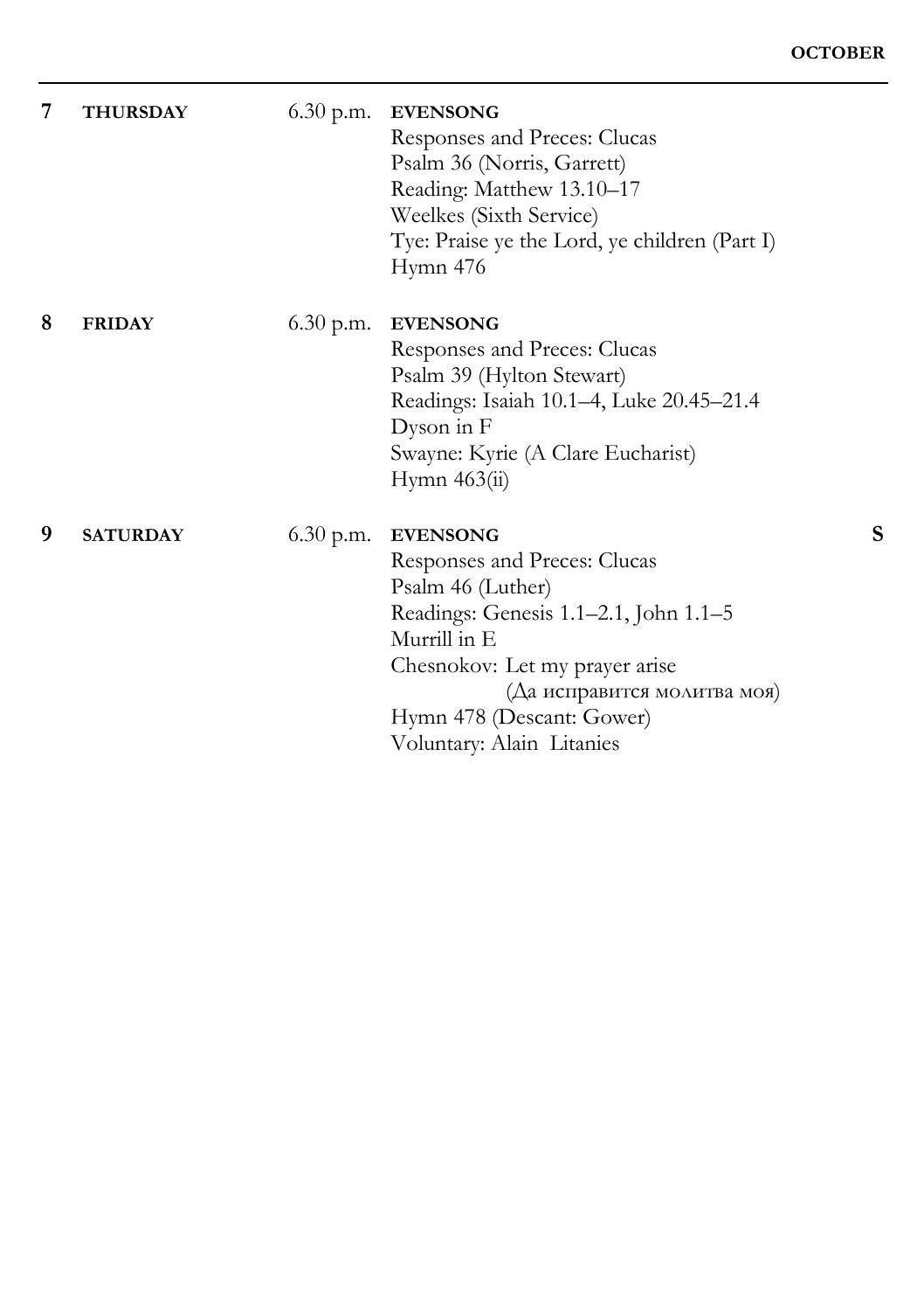**7 THURSDAY** 6.30 p.m. **EVENSONG**

Responses and Preces: Clucas
Psalm 36 (Norris, Garrett)
Reading: Matthew 13.10–17
Weelkes (Sixth Service)
Tye: Praise ye the Lord, ye children (Part I)
Hymn 476

**8 FRIDAY** 6.30 p.m. **EVENSONG**

Responses and Preces: Clucas
Psalm 39 (Hylton Stewart)
Readings: Isaiah 10.1–4, Luke 20.45–21.4
Dyson in F
Swayne: Kyrie (A Clare Eucharist)
Hymn 463(ii)

**9 SATURDAY** 6.30 p.m. **EVENSONG** **S**

Responses and Preces: Clucas
Psalm 46 (Luther)
Readings: Genesis 1.1–2.1, John 1.1–5
Murrill in E
Chesnokov: Let my prayer arise
(Да исправится молитва моя)
Hymn 478 (Descant: Gower)
Voluntary: Alain Litanies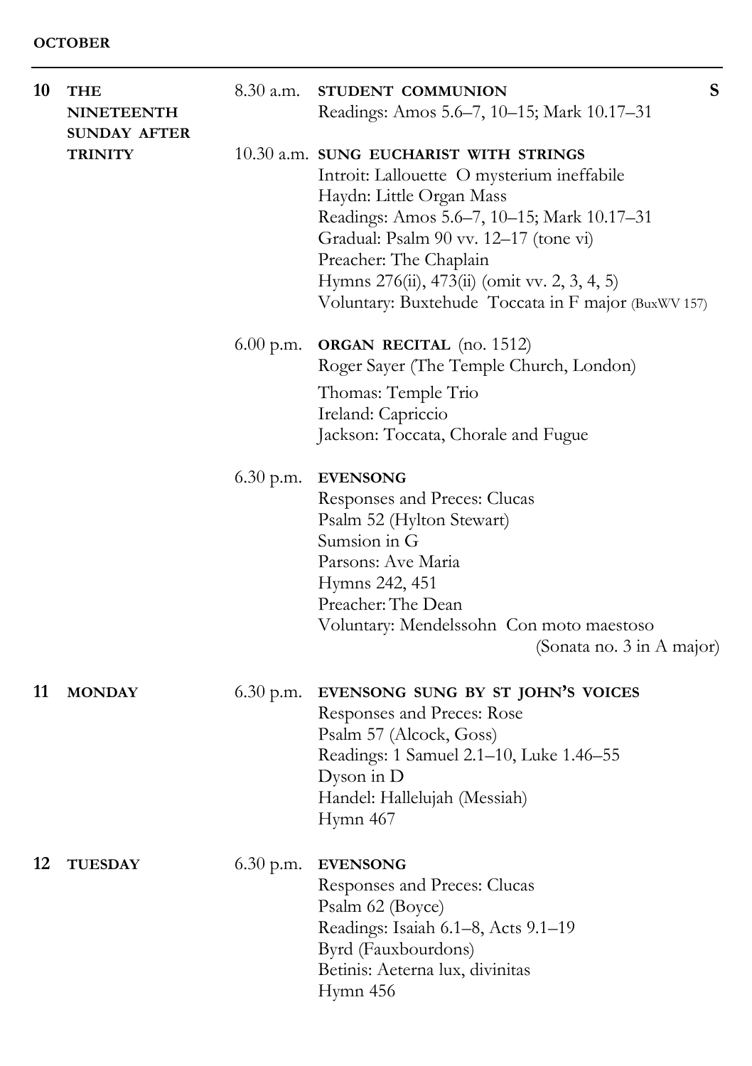**OCTOBER**

---

**10 THE NINETEENTH SUNDAY AFTER TRINITY**

8.30 a.m. **STUDENT COMMUNION** **S**
Readings: Amos 5.6–7, 10–15; Mark 10.17–31

10.30 a.m. **SUNG EUCHARIST WITH STRINGS**
Introit: Lallouette O mysterium ineffabile
Haydn: Little Organ Mass
Readings: Amos 5.6–7, 10–15; Mark 10.17–31
Gradual: Psalm 90 vv. 12–17 (tone vi)
Preacher: The Chaplain
Hymns 276(ii), 473(ii) (omit vv. 2, 3, 4, 5)
Voluntary: Buxtehude Toccata in F major (BuxWV 157)

6.00 p.m. **ORGAN RECITAL** (no. 1512)
Roger Sayer (The Temple Church, London)
Thomas: Temple Trio
Ireland: Capriccio
Jackson: Toccata, Chorale and Fugue

6.30 p.m. **EVENSONG**
Responses and Preces: Clucas
Psalm 52 (Hylton Stewart)
Sumsion in G
Parsons: Ave Maria
Hymns 242, 451
Preacher: The Dean
Voluntary: Mendelssohn Con moto maestoso (Sonata no. 3 in A major)

**11 MONDAY**

6.30 p.m. **EVENSONG SUNG BY ST JOHN'S VOICES**
Responses and Preces: Rose
Psalm 57 (Alcock, Goss)
Readings: 1 Samuel 2.1–10, Luke 1.46–55
Dyson in D
Handel: Hallelujah (Messiah)
Hymn 467

**12 TUESDAY**

6.30 p.m. **EVENSONG**
Responses and Preces: Clucas
Psalm 62 (Boyce)
Readings: Isaiah 6.1–8, Acts 9.1–19
Byrd (Fauxbourdons)
Betinis: Aeterna lux, divinitas
Hymn 456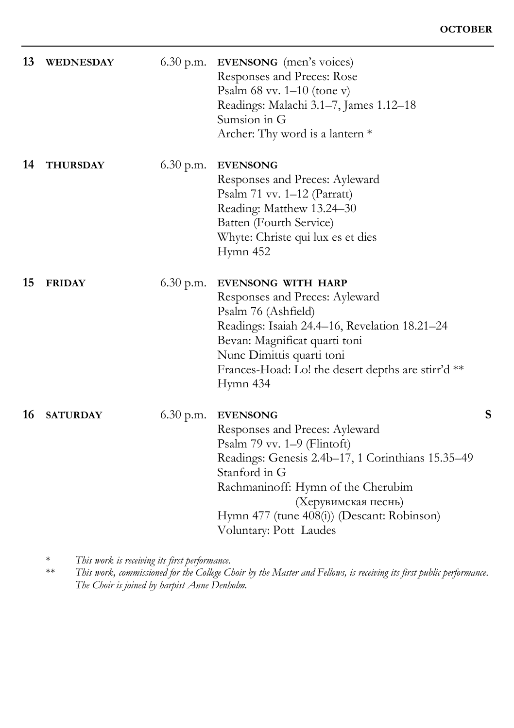**OCTOBER**

| | | | |
|---|---|---|---|
| **13** | **WEDNESDAY** | 6.30 p.m. | **EVENSONG** (men's voices)<br>Responses and Preces: Rose<br>Psalm 68 vv. 1–10 (tone v)<br>Readings: Malachi 3.1–7, James 1.12–18<br>Sumsion in G<br>Archer: Thy word is a lantern * |
| **14** | **THURSDAY** | 6.30 p.m. | **EVENSONG**<br>Responses and Preces: Ayleward<br>Psalm 71 vv. 1–12 (Parratt)<br>Reading: Matthew 13.24–30<br>Batten (Fourth Service)<br>Whyte: Christe qui lux es et dies<br>Hymn 452 |
| **15** | **FRIDAY** | 6.30 p.m. | **EVENSONG WITH HARP**<br>Responses and Preces: Ayleward<br>Psalm 76 (Ashfield)<br>Readings: Isaiah 24.4–16, Revelation 18.21–24<br>Bevan: Magnificat quarti toni<br>Nunc Dimittis quarti toni<br>Frances-Hoad: Lo! the desert depths are stirr'd **<br>Hymn 434 |
| **16** | **SATURDAY** | 6.30 p.m. | **EVENSONG** **S**<br>Responses and Preces: Ayleward<br>Psalm 79 vv. 1–9 (Flintoft)<br>Readings: Genesis 2.4b–17, 1 Corinthians 15.35–49<br>Stanford in G<br>Rachmaninoff: Hymn of the Cherubim (Херувимская песнь)<br>Hymn 477 (tune 408(i)) (Descant: Robinson)<br>Voluntary: Pott Laudes |

\* *This work is receiving its first performance.*

\*\* *This work, commissioned for the College Choir by the Master and Fellows, is receiving its first public performance. The Choir is joined by harpist Anne Denholm.*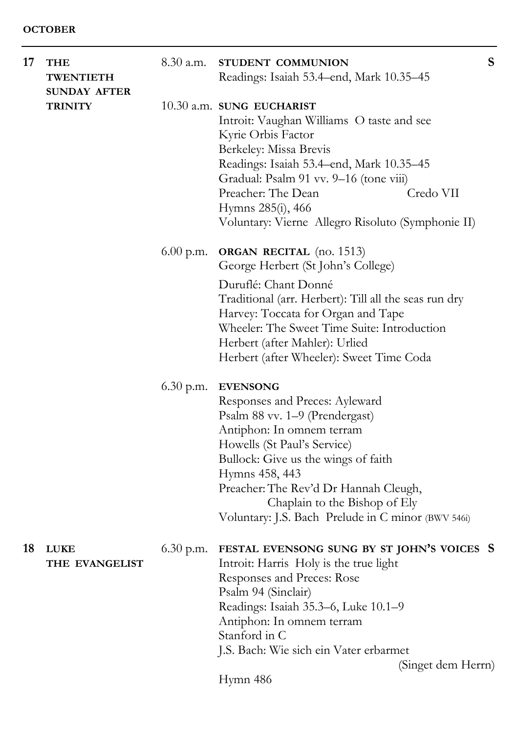**OCTOBER**

---

**17 THE TWENTIETH SUNDAY AFTER TRINITY**

8.30 a.m. **STUDENT COMMUNION** **S**
Readings: Isaiah 53.4–end, Mark 10.35–45

10.30 a.m. **SUNG EUCHARIST**
Introit: Vaughan Williams O taste and see
Kyrie Orbis Factor
Berkeley: Missa Brevis
Readings: Isaiah 53.4–end, Mark 10.35–45
Gradual: Psalm 91 vv. 9–16 (tone viii)
Preacher: The Dean
Credo VII
Hymns 285(i), 466
Voluntary: Vierne Allegro Risoluto (Symphonie II)

6.00 p.m. **ORGAN RECITAL** (no. 1513)
George Herbert (St John's College)

Duruflé: Chant Donné
Traditional (arr. Herbert): Till all the seas run dry
Harvey: Toccata for Organ and Tape
Wheeler: The Sweet Time Suite: Introduction
Herbert (after Mahler): Urlied
Herbert (after Wheeler): Sweet Time Coda

6.30 p.m. **EVENSONG**
Responses and Preces: Ayleward
Psalm 88 vv. 1–9 (Prendergast)
Antiphon: In omnem terram
Howells (St Paul's Service)
Bullock: Give us the wings of faith
Hymns 458, 443
Preacher: The Rev'd Dr Hannah Cleugh, Chaplain to the Bishop of Ely
Voluntary: J.S. Bach Prelude in C minor (BWV 546i)

**18 LUKE THE EVANGELIST**

6.30 p.m. **FESTAL EVENSONG SUNG BY ST JOHN'S VOICES** **S**
Introit: Harris Holy is the true light
Responses and Preces: Rose
Psalm 94 (Sinclair)
Readings: Isaiah 35.3–6, Luke 10.1–9
Antiphon: In omnem terram
Stanford in C
J.S. Bach: Wie sich ein Vater erbarmet (Singet dem Herrn)
Hymn 486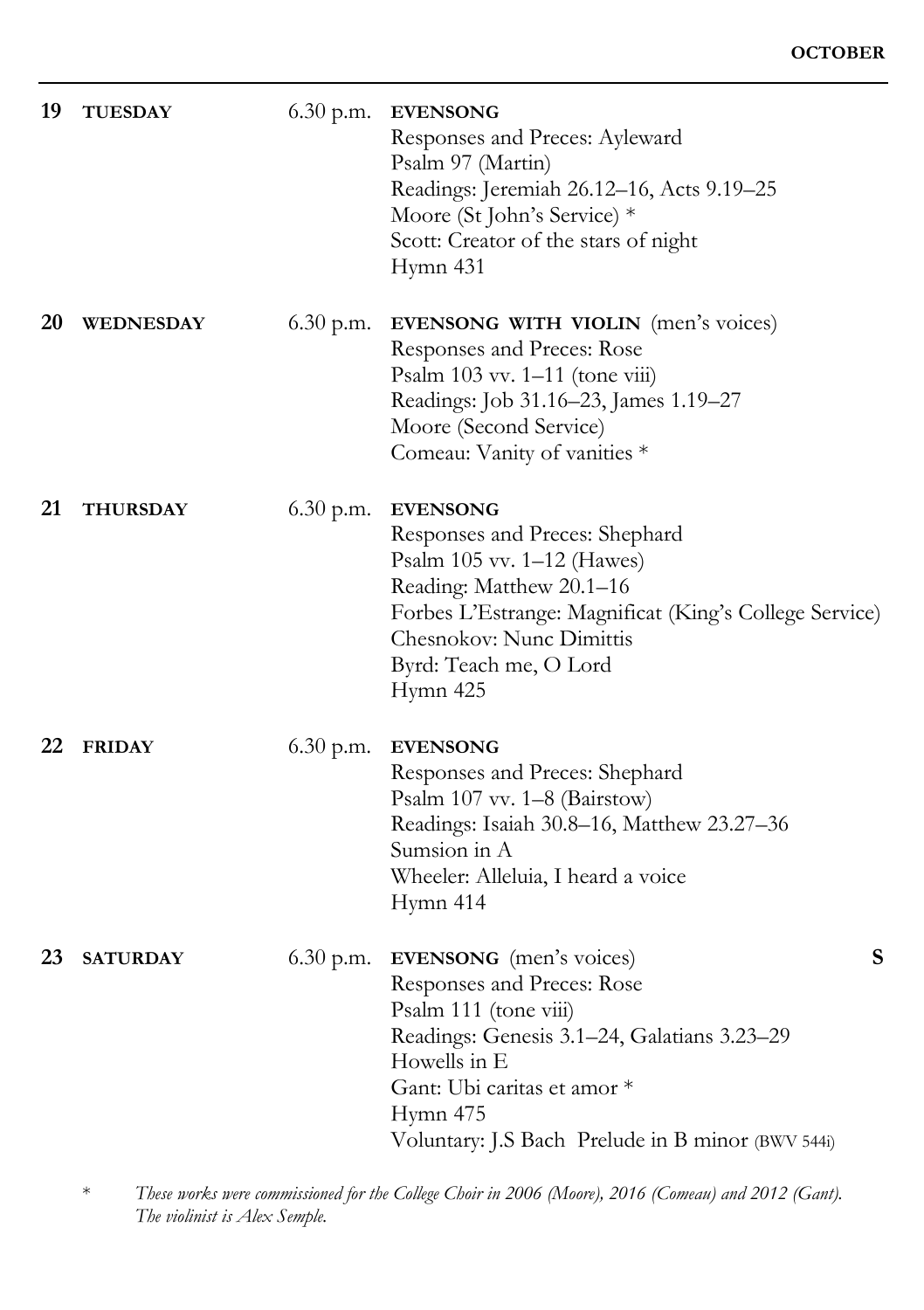**19 TUESDAY** 6.30 p.m. **EVENSONG**
Responses and Preces: Ayleward
Psalm 97 (Martin)
Readings: Jeremiah 26.12–16, Acts 9.19–25
Moore (St John's Service) *
Scott: Creator of the stars of night
Hymn 431

**20 WEDNESDAY** 6.30 p.m. **EVENSONG WITH VIOLIN** (men's voices)
Responses and Preces: Rose
Psalm 103 vv. 1–11 (tone viii)
Readings: Job 31.16–23, James 1.19–27
Moore (Second Service)
Comeau: Vanity of vanities *

**21 THURSDAY** 6.30 p.m. **EVENSONG**
Responses and Preces: Shephard
Psalm 105 vv. 1–12 (Hawes)
Reading: Matthew 20.1–16
Forbes L'Estrange: Magnificat (King's College Service)
Chesnokov: Nunc Dimittis
Byrd: Teach me, O Lord
Hymn 425

**22 FRIDAY** 6.30 p.m. **EVENSONG**
Responses and Preces: Shephard
Psalm 107 vv. 1–8 (Bairstow)
Readings: Isaiah 30.8–16, Matthew 23.27–36
Sumsion in A
Wheeler: Alleluia, I heard a voice
Hymn 414

**23 SATURDAY** 6.30 p.m. **EVENSONG** (men's voices) **S**
Responses and Preces: Rose
Psalm 111 (tone viii)
Readings: Genesis 3.1–24, Galatians 3.23–29
Howells in E
Gant: Ubi caritas et amor *
Hymn 475
Voluntary: J.S Bach Prelude in B minor (BWV 544i)

\* *These works were commissioned for the College Choir in 2006 (Moore), 2016 (Comeau) and 2012 (Gant). The violinist is Alex Semple.*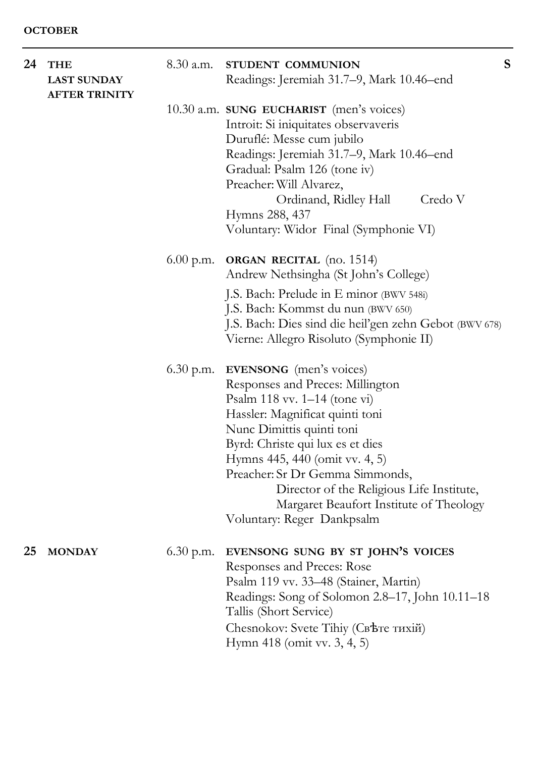**OCTOBER**

---

**24 THE LAST SUNDAY AFTER TRINITY**

8.30 a.m. **STUDENT COMMUNION** S
Readings: Jeremiah 31.7–9, Mark 10.46–end

10.30 a.m. **SUNG EUCHARIST** (men's voices)
Introit: Si iniquitates observaveris
Duruflé: Messe cum jubilo
Readings: Jeremiah 31.7–9, Mark 10.46–end
Gradual: Psalm 126 (tone iv)
Preacher: Will Alvarez,
Ordinand, Ridley Hall Credo V
Hymns 288, 437
Voluntary: Widor Final (Symphonie VI)

6.00 p.m. **ORGAN RECITAL** (no. 1514)
Andrew Nethsingha (St John's College)

J.S. Bach: Prelude in E minor (BWV 548i)
J.S. Bach: Kommst du nun (BWV 650)
J.S. Bach: Dies sind die heil'gen zehn Gebot (BWV 678)
Vierne: Allegro Risoluto (Symphonie II)

6.30 p.m. **EVENSONG** (men's voices)
Responses and Preces: Millington
Psalm 118 vv. 1–14 (tone vi)
Hassler: Magnificat quinti toni
Nunc Dimittis quinti toni
Byrd: Christe qui lux es et dies
Hymns 445, 440 (omit vv. 4, 5)
Preacher: Sr Dr Gemma Simmonds,
Director of the Religious Life Institute,
Margaret Beaufort Institute of Theology
Voluntary: Reger Dankpsalm

**25 MONDAY**

6.30 p.m. **EVENSONG SUNG BY ST JOHN'S VOICES**
Responses and Preces: Rose
Psalm 119 vv. 33–48 (Stainer, Martin)
Readings: Song of Solomon 2.8–17, John 10.11–18
Tallis (Short Service)
Chesnokov: Svete Tihiy (Свѣте тихій)
Hymn 418 (omit vv. 3, 4, 5)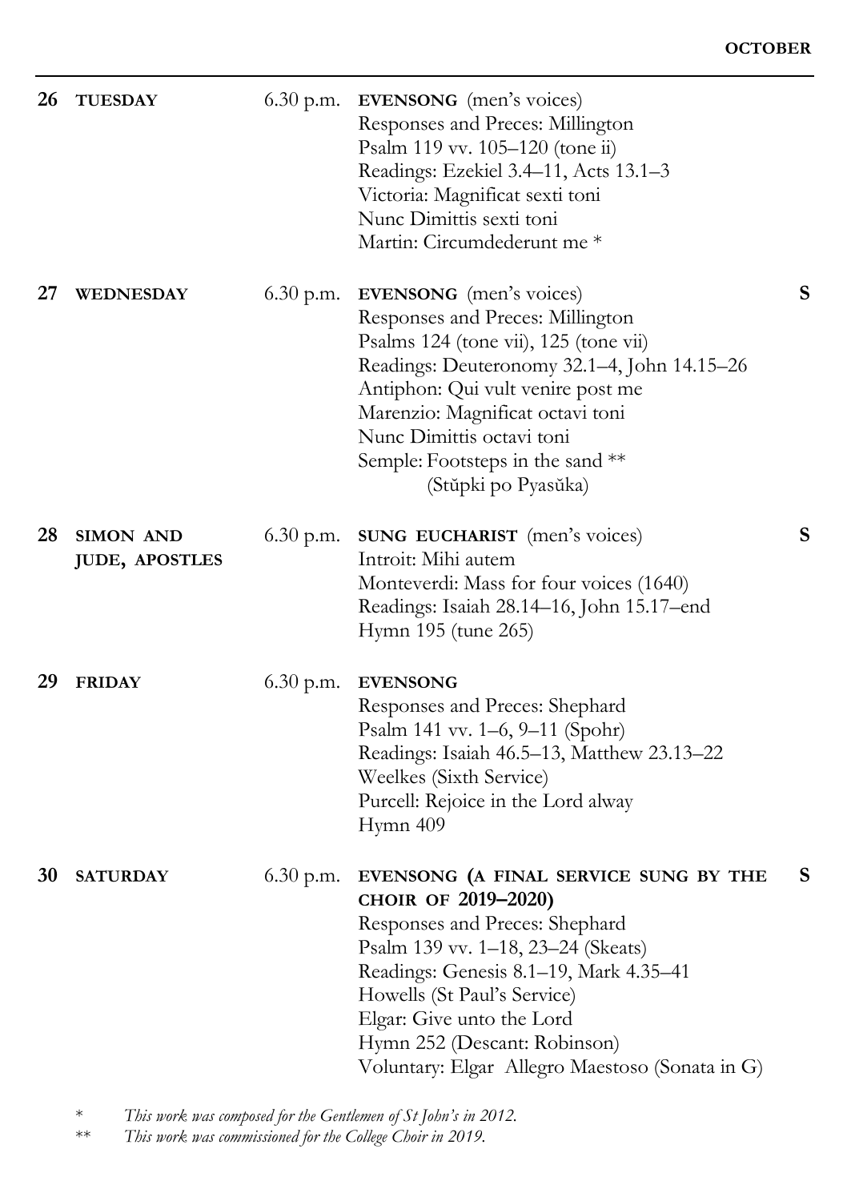**OCTOBER**

**26 TUESDAY** — 6.30 p.m. **EVENSONG** (men's voices)
Responses and Preces: Millington
Psalm 119 vv. 105–120 (tone ii)
Readings: Ezekiel 3.4–11, Acts 13.1–3
Victoria: Magnificat sexti toni
Nunc Dimittis sexti toni
Martin: Circumdederunt me *

**27 WEDNESDAY** — 6.30 p.m. **EVENSONG** (men's voices) **S**
Responses and Preces: Millington
Psalms 124 (tone vii), 125 (tone vii)
Readings: Deuteronomy 32.1–4, John 14.15–26
Antiphon: Qui vult venire post me
Marenzio: Magnificat octavi toni
Nunc Dimittis octavi toni
Semple: Footsteps in the sand **
(Stŭpki po Pyasŭka)

**28 SIMON AND JUDE, APOSTLES** — 6.30 p.m. **SUNG EUCHARIST** (men's voices) **S**
Introit: Mihi autem
Monteverdi: Mass for four voices (1640)
Readings: Isaiah 28.14–16, John 15.17–end
Hymn 195 (tune 265)

**29 FRIDAY** — 6.30 p.m. **EVENSONG**
Responses and Preces: Shephard
Psalm 141 vv. 1–6, 9–11 (Spohr)
Readings: Isaiah 46.5–13, Matthew 23.13–22
Weelkes (Sixth Service)
Purcell: Rejoice in the Lord alway
Hymn 409

**30 SATURDAY** — 6.30 p.m. **EVENSONG (A FINAL SERVICE SUNG BY THE CHOIR OF 2019–2020)** **S**
Responses and Preces: Shephard
Psalm 139 vv. 1–18, 23–24 (Skeats)
Readings: Genesis 8.1–19, Mark 4.35–41
Howells (St Paul's Service)
Elgar: Give unto the Lord
Hymn 252 (Descant: Robinson)
Voluntary: Elgar Allegro Maestoso (Sonata in G)

\* *This work was composed for the Gentlemen of St John's in 2012.*

\** *This work was commissioned for the College Choir in 2019.*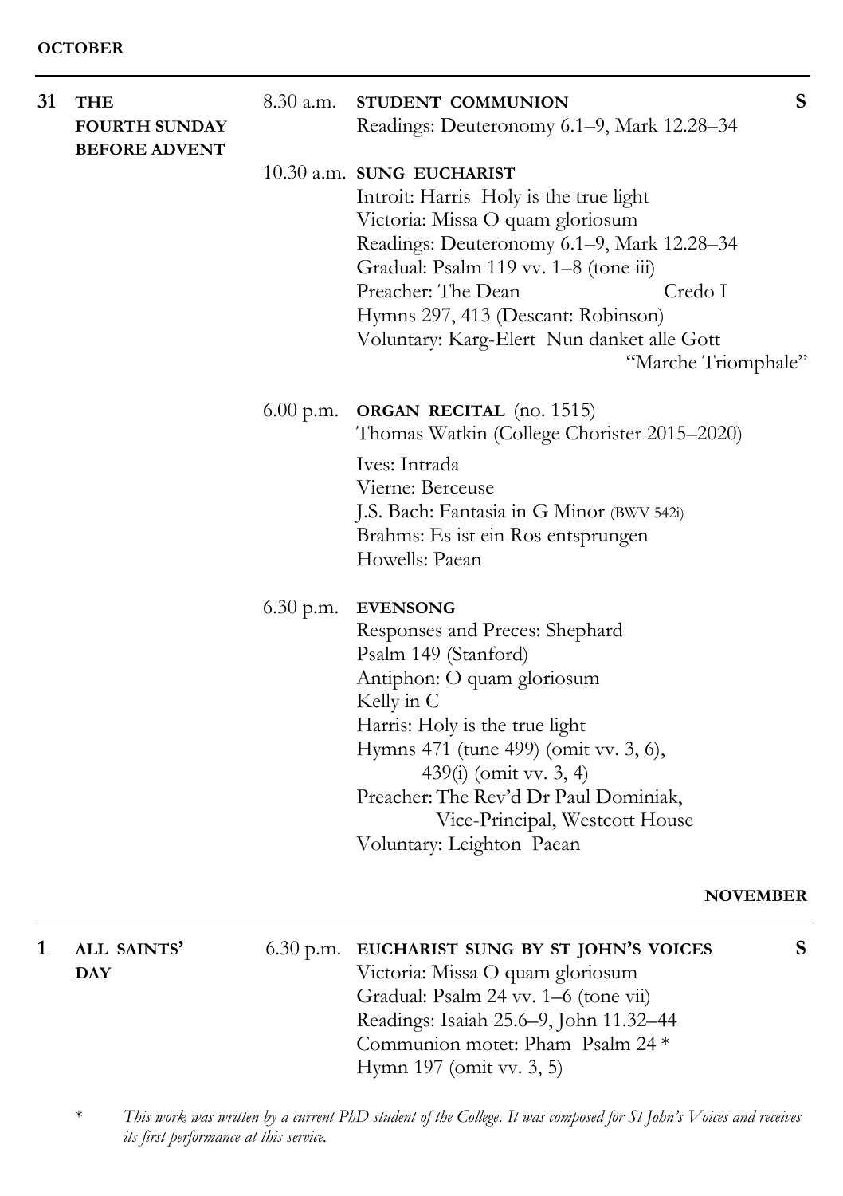**OCTOBER**

---

**31 THE FOURTH SUNDAY BEFORE ADVENT**

8.30 a.m. **STUDENT COMMUNION** **S**
Readings: Deuteronomy 6.1–9, Mark 12.28–34

10.30 a.m. **SUNG EUCHARIST**
Introit: Harris Holy is the true light
Victoria: Missa O quam gloriosum
Readings: Deuteronomy 6.1–9, Mark 12.28–34
Gradual: Psalm 119 vv. 1–8 (tone iii)
Preacher: The Dean Credo I
Hymns 297, 413 (Descant: Robinson)
Voluntary: Karg-Elert Nun danket alle Gott "Marche Triomphale"

6.00 p.m. **ORGAN RECITAL** (no. 1515)
Thomas Watkin (College Chorister 2015–2020)

Ives: Intrada
Vierne: Berceuse
J.S. Bach: Fantasia in G Minor (BWV 542i)
Brahms: Es ist ein Ros entsprungen
Howells: Paean

6.30 p.m. **EVENSONG**
Responses and Preces: Shephard
Psalm 149 (Stanford)
Antiphon: O quam gloriosum
Kelly in C
Harris: Holy is the true light
Hymns 471 (tune 499) (omit vv. 3, 6), 439(i) (omit vv. 3, 4)
Preacher: The Rev'd Dr Paul Dominiak, Vice-Principal, Westcott House
Voluntary: Leighton Paean

**NOVEMBER**

---

**1 ALL SAINTS' DAY**

6.30 p.m. **EUCHARIST SUNG BY ST JOHN'S VOICES** **S**
Victoria: Missa O quam gloriosum
Gradual: Psalm 24 vv. 1–6 (tone vii)
Readings: Isaiah 25.6–9, John 11.32–44
Communion motet: Pham Psalm 24 *
Hymn 197 (omit vv. 3, 5)

\* *This work was written by a current PhD student of the College. It was composed for St John's Voices and receives its first performance at this service.*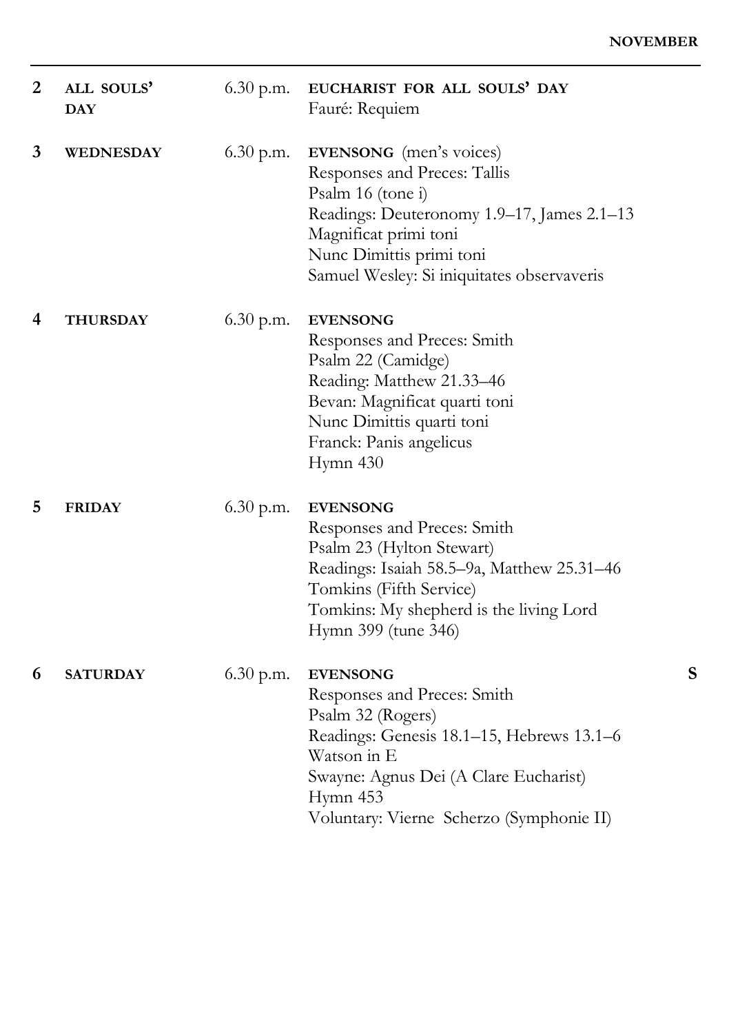**NOVEMBER**

| | | | |
|---|---|---|---|
| **2** | **ALL SOULS' DAY** | 6.30 p.m. | **EUCHARIST FOR ALL SOULS' DAY**<br>Fauré: Requiem |
| **3** | **WEDNESDAY** | 6.30 p.m. | **EVENSONG** (men's voices)<br>Responses and Preces: Tallis<br>Psalm 16 (tone i)<br>Readings: Deuteronomy 1.9–17, James 2.1–13<br>Magnificat primi toni<br>Nunc Dimittis primi toni<br>Samuel Wesley: Si iniquitates observaveris |
| **4** | **THURSDAY** | 6.30 p.m. | **EVENSONG**<br>Responses and Preces: Smith<br>Psalm 22 (Camidge)<br>Reading: Matthew 21.33–46<br>Bevan: Magnificat quarti toni<br>Nunc Dimittis quarti toni<br>Franck: Panis angelicus<br>Hymn 430 |
| **5** | **FRIDAY** | 6.30 p.m. | **EVENSONG**<br>Responses and Preces: Smith<br>Psalm 23 (Hylton Stewart)<br>Readings: Isaiah 58.5–9a, Matthew 25.31–46<br>Tomkins (Fifth Service)<br>Tomkins: My shepherd is the living Lord<br>Hymn 399 (tune 346) |
| **6** | **SATURDAY** | 6.30 p.m. | **EVENSONG** **S**<br>Responses and Preces: Smith<br>Psalm 32 (Rogers)<br>Readings: Genesis 18.1–15, Hebrews 13.1–6<br>Watson in E<br>Swayne: Agnus Dei (A Clare Eucharist)<br>Hymn 453<br>Voluntary: Vierne Scherzo (Symphonie II) |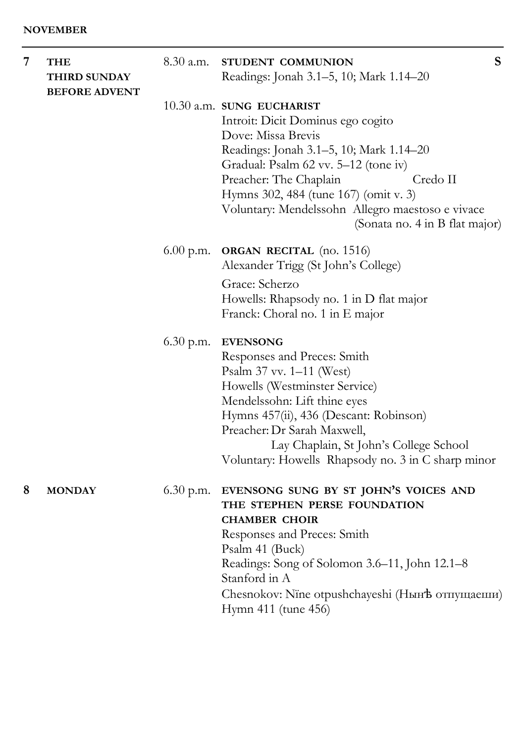**NOVEMBER**

---

**7** **THE THIRD SUNDAY BEFORE ADVENT**

8.30 a.m. **STUDENT COMMUNION** **S**
Readings: Jonah 3.1–5, 10; Mark 1.14–20

10.30 a.m. **SUNG EUCHARIST**
Introit: Dicit Dominus ego cogito
Dove: Missa Brevis
Readings: Jonah 3.1–5, 10; Mark 1.14–20
Gradual: Psalm 62 vv. 5–12 (tone iv)
Preacher: The Chaplain — Credo II
Hymns 302, 484 (tune 167) (omit v. 3)
Voluntary: Mendelssohn Allegro maestoso e vivace (Sonata no. 4 in B flat major)

6.00 p.m. **ORGAN RECITAL** (no. 1516)
Alexander Trigg (St John's College)

Grace: Scherzo
Howells: Rhapsody no. 1 in D flat major
Franck: Choral no. 1 in E major

6.30 p.m. **EVENSONG**
Responses and Preces: Smith
Psalm 37 vv. 1–11 (West)
Howells (Westminster Service)
Mendelssohn: Lift thine eyes
Hymns 457(ii), 436 (Descant: Robinson)
Preacher: Dr Sarah Maxwell, Lay Chaplain, St John's College School
Voluntary: Howells Rhapsody no. 3 in C sharp minor

**8** **MONDAY**

6.30 p.m. **EVENSONG SUNG BY ST JOHN'S VOICES AND THE STEPHEN PERSE FOUNDATION CHAMBER CHOIR**
Responses and Preces: Smith
Psalm 41 (Buck)
Readings: Song of Solomon 3.6–11, John 12.1–8
Stanford in A
Chesnokov: Nïne otpushchayeshi (Нынѣ отпущаеши)
Hymn 411 (tune 456)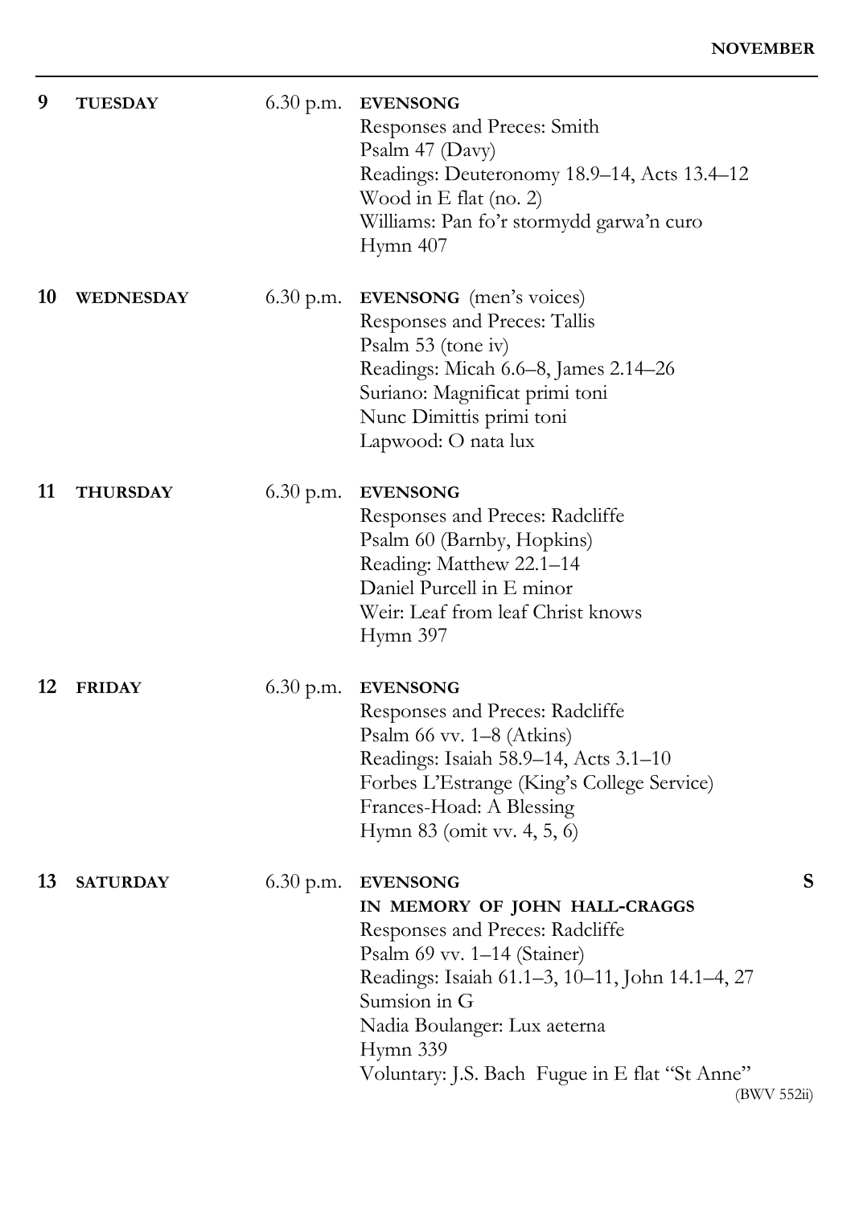**9 TUESDAY** 6.30 p.m. **EVENSONG**

Responses and Preces: Smith
Psalm 47 (Davy)
Readings: Deuteronomy 18.9–14, Acts 13.4–12
Wood in E flat (no. 2)
Williams: Pan fo'r stormydd garwa'n curo
Hymn 407

**10 WEDNESDAY** 6.30 p.m. **EVENSONG** (men's voices)

Responses and Preces: Tallis
Psalm 53 (tone iv)
Readings: Micah 6.6–8, James 2.14–26
Suriano: Magnificat primi toni
Nunc Dimittis primi toni
Lapwood: O nata lux

**11 THURSDAY** 6.30 p.m. **EVENSONG**

Responses and Preces: Radcliffe
Psalm 60 (Barnby, Hopkins)
Reading: Matthew 22.1–14
Daniel Purcell in E minor
Weir: Leaf from leaf Christ knows
Hymn 397

**12 FRIDAY** 6.30 p.m. **EVENSONG**

Responses and Preces: Radcliffe
Psalm 66 vv. 1–8 (Atkins)
Readings: Isaiah 58.9–14, Acts 3.1–10
Forbes L'Estrange (King's College Service)
Frances-Hoad: A Blessing
Hymn 83 (omit vv. 4, 5, 6)

**13 SATURDAY** 6.30 p.m. **EVENSONG** **S**

**IN MEMORY OF JOHN HALL-CRAGGS**

Responses and Preces: Radcliffe
Psalm 69 vv. 1–14 (Stainer)
Readings: Isaiah 61.1–3, 10–11, John 14.1–4, 27
Sumsion in G
Nadia Boulanger: Lux aeterna
Hymn 339
Voluntary: J.S. Bach Fugue in E flat "St Anne" (BWV 552ii)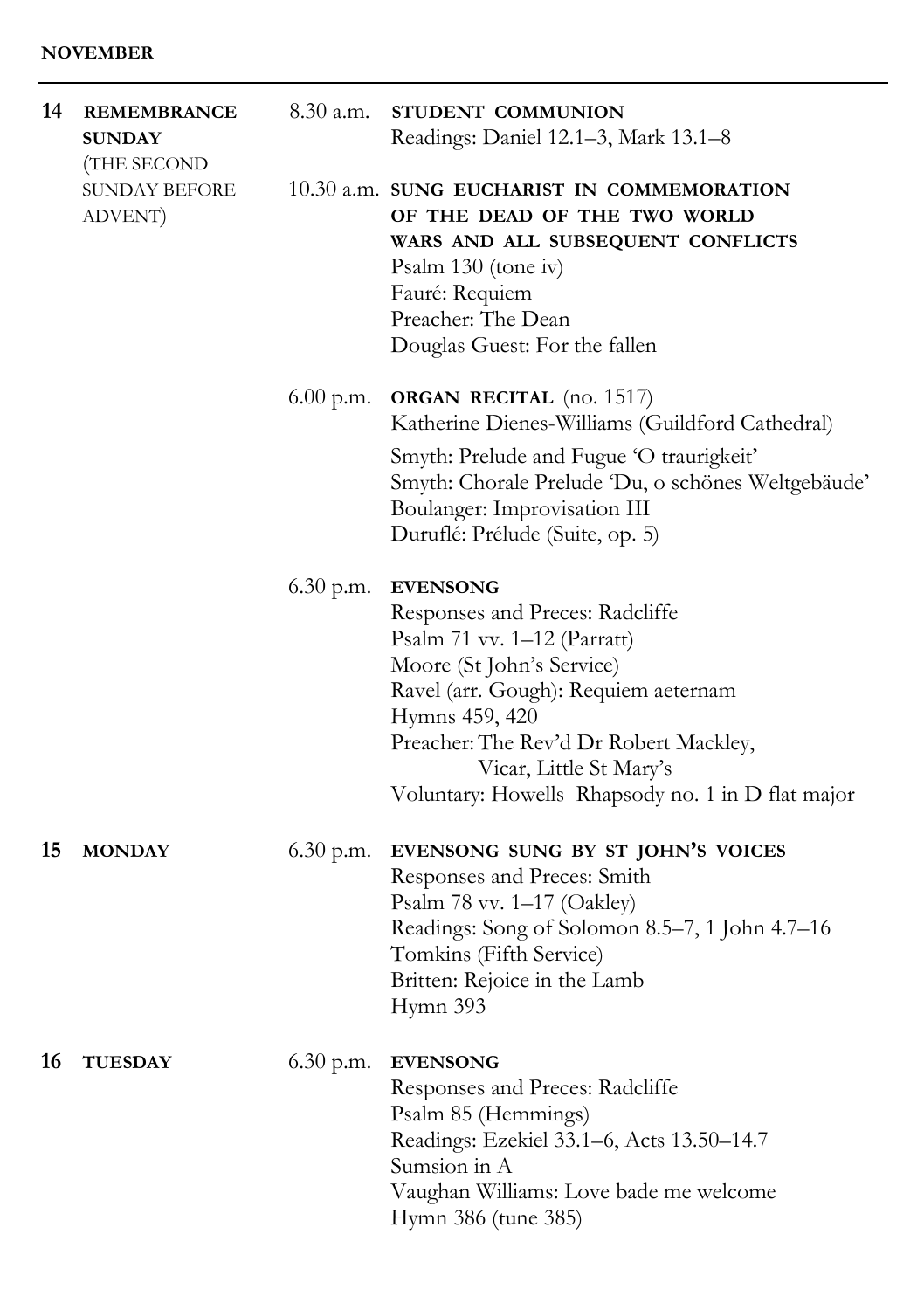**NOVEMBER**

---

**14 REMEMBRANCE SUNDAY** (THE SECOND SUNDAY BEFORE ADVENT)

8.30 a.m. **STUDENT COMMUNION**
Readings: Daniel 12.1–3, Mark 13.1–8

10.30 a.m. **SUNG EUCHARIST IN COMMEMORATION OF THE DEAD OF THE TWO WORLD WARS AND ALL SUBSEQUENT CONFLICTS**
Psalm 130 (tone iv)
Fauré: Requiem
Preacher: The Dean
Douglas Guest: For the fallen

6.00 p.m. **ORGAN RECITAL** (no. 1517)
Katherine Dienes-Williams (Guildford Cathedral)
Smyth: Prelude and Fugue 'O traurigkeit'
Smyth: Chorale Prelude 'Du, o schönes Weltgebäude'
Boulanger: Improvisation III
Duruflé: Prélude (Suite, op. 5)

6.30 p.m. **EVENSONG**
Responses and Preces: Radcliffe
Psalm 71 vv. 1–12 (Parratt)
Moore (St John's Service)
Ravel (arr. Gough): Requiem aeternam
Hymns 459, 420
Preacher: The Rev'd Dr Robert Mackley, Vicar, Little St Mary's
Voluntary: Howells Rhapsody no. 1 in D flat major

**15 MONDAY**

6.30 p.m. **EVENSONG SUNG BY ST JOHN'S VOICES**
Responses and Preces: Smith
Psalm 78 vv. 1–17 (Oakley)
Readings: Song of Solomon 8.5–7, 1 John 4.7–16
Tomkins (Fifth Service)
Britten: Rejoice in the Lamb
Hymn 393

**16 TUESDAY**

6.30 p.m. **EVENSONG**
Responses and Preces: Radcliffe
Psalm 85 (Hemmings)
Readings: Ezekiel 33.1–6, Acts 13.50–14.7
Sumsion in A
Vaughan Williams: Love bade me welcome
Hymn 386 (tune 385)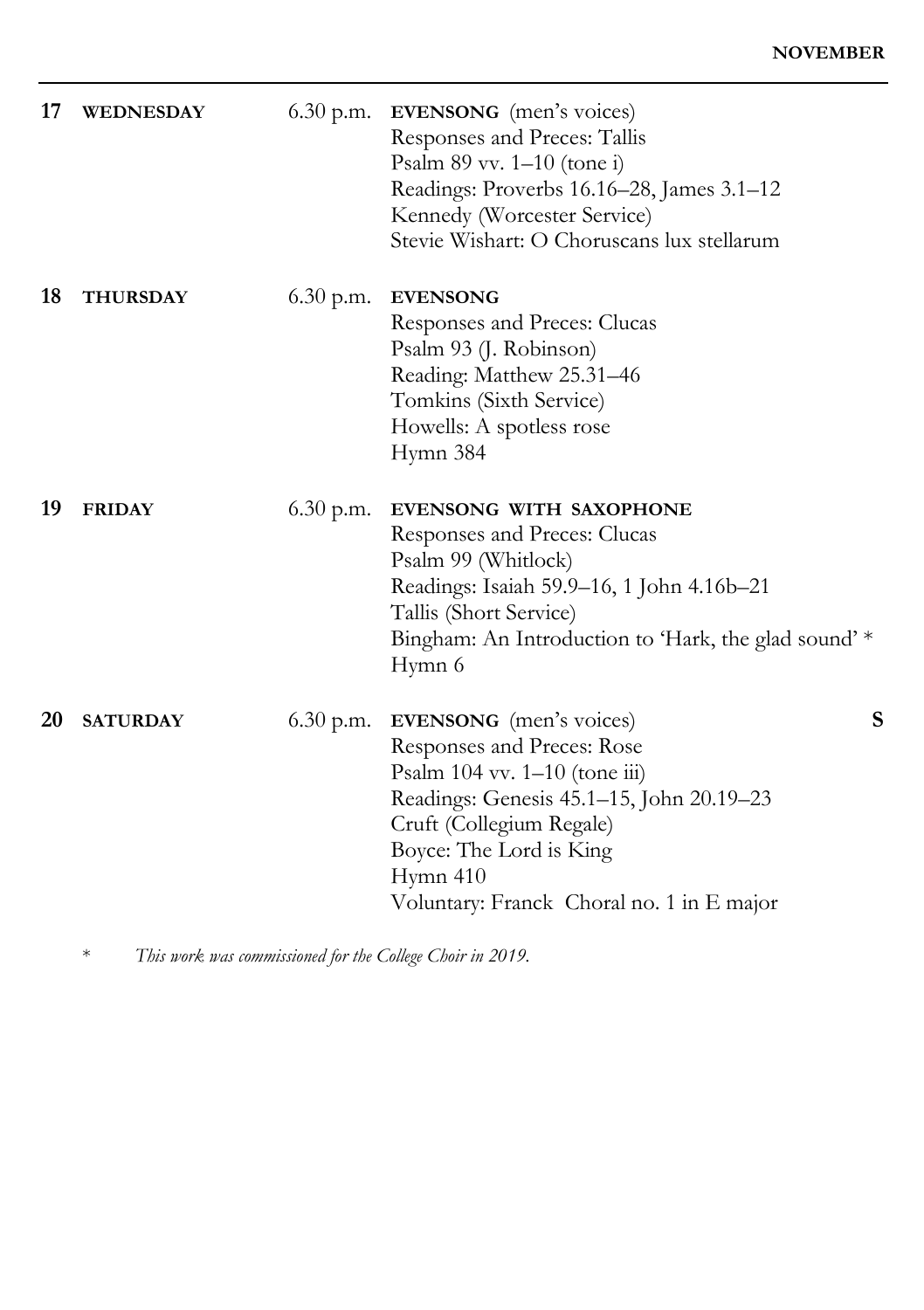**NOVEMBER**

**17 WEDNESDAY** 6.30 p.m. **EVENSONG** (men's voices)
Responses and Preces: Tallis
Psalm 89 vv. 1–10 (tone i)
Readings: Proverbs 16.16–28, James 3.1–12
Kennedy (Worcester Service)
Stevie Wishart: O Choruscans lux stellarum

**18 THURSDAY** 6.30 p.m. **EVENSONG**
Responses and Preces: Clucas
Psalm 93 (J. Robinson)
Reading: Matthew 25.31–46
Tomkins (Sixth Service)
Howells: A spotless rose
Hymn 384

**19 FRIDAY** 6.30 p.m. **EVENSONG WITH SAXOPHONE**
Responses and Preces: Clucas
Psalm 99 (Whitlock)
Readings: Isaiah 59.9–16, 1 John 4.16b–21
Tallis (Short Service)
Bingham: An Introduction to 'Hark, the glad sound' *
Hymn 6

**20 SATURDAY** 6.30 p.m. **EVENSONG** (men's voices) **S**
Responses and Preces: Rose
Psalm 104 vv. 1–10 (tone iii)
Readings: Genesis 45.1–15, John 20.19–23
Cruft (Collegium Regale)
Boyce: The Lord is King
Hymn 410
Voluntary: Franck Choral no. 1 in E major

\* *This work was commissioned for the College Choir in 2019.*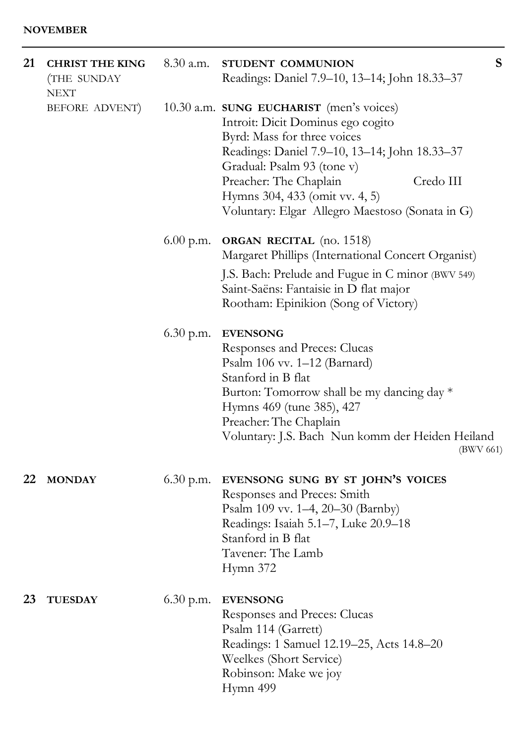**NOVEMBER**

---

**21 CHRIST THE KING** (THE SUNDAY NEXT BEFORE ADVENT)

8.30 a.m. **STUDENT COMMUNION** **S**
Readings: Daniel 7.9–10, 13–14; John 18.33–37

10.30 a.m. **SUNG EUCHARIST** (men's voices)
Introit: Dicit Dominus ego cogito
Byrd: Mass for three voices
Readings: Daniel 7.9–10, 13–14; John 18.33–37
Gradual: Psalm 93 (tone v)
Preacher: The Chaplain Credo III
Hymns 304, 433 (omit vv. 4, 5)
Voluntary: Elgar Allegro Maestoso (Sonata in G)

6.00 p.m. **ORGAN RECITAL** (no. 1518)
Margaret Phillips (International Concert Organist)
J.S. Bach: Prelude and Fugue in C minor (BWV 549)
Saint-Saëns: Fantaisie in D flat major
Rootham: Epinikion (Song of Victory)

6.30 p.m. **EVENSONG**
Responses and Preces: Clucas
Psalm 106 vv. 1–12 (Barnard)
Stanford in B flat
Burton: Tomorrow shall be my dancing day *
Hymns 469 (tune 385), 427
Preacher: The Chaplain
Voluntary: J.S. Bach Nun komm der Heiden Heiland (BWV 661)

**22 MONDAY**

6.30 p.m. **EVENSONG SUNG BY ST JOHN'S VOICES**
Responses and Preces: Smith
Psalm 109 vv. 1–4, 20–30 (Barnby)
Readings: Isaiah 5.1–7, Luke 20.9–18
Stanford in B flat
Tavener: The Lamb
Hymn 372

**23 TUESDAY**

6.30 p.m. **EVENSONG**
Responses and Preces: Clucas
Psalm 114 (Garrett)
Readings: 1 Samuel 12.19–25, Acts 14.8–20
Weelkes (Short Service)
Robinson: Make we joy
Hymn 499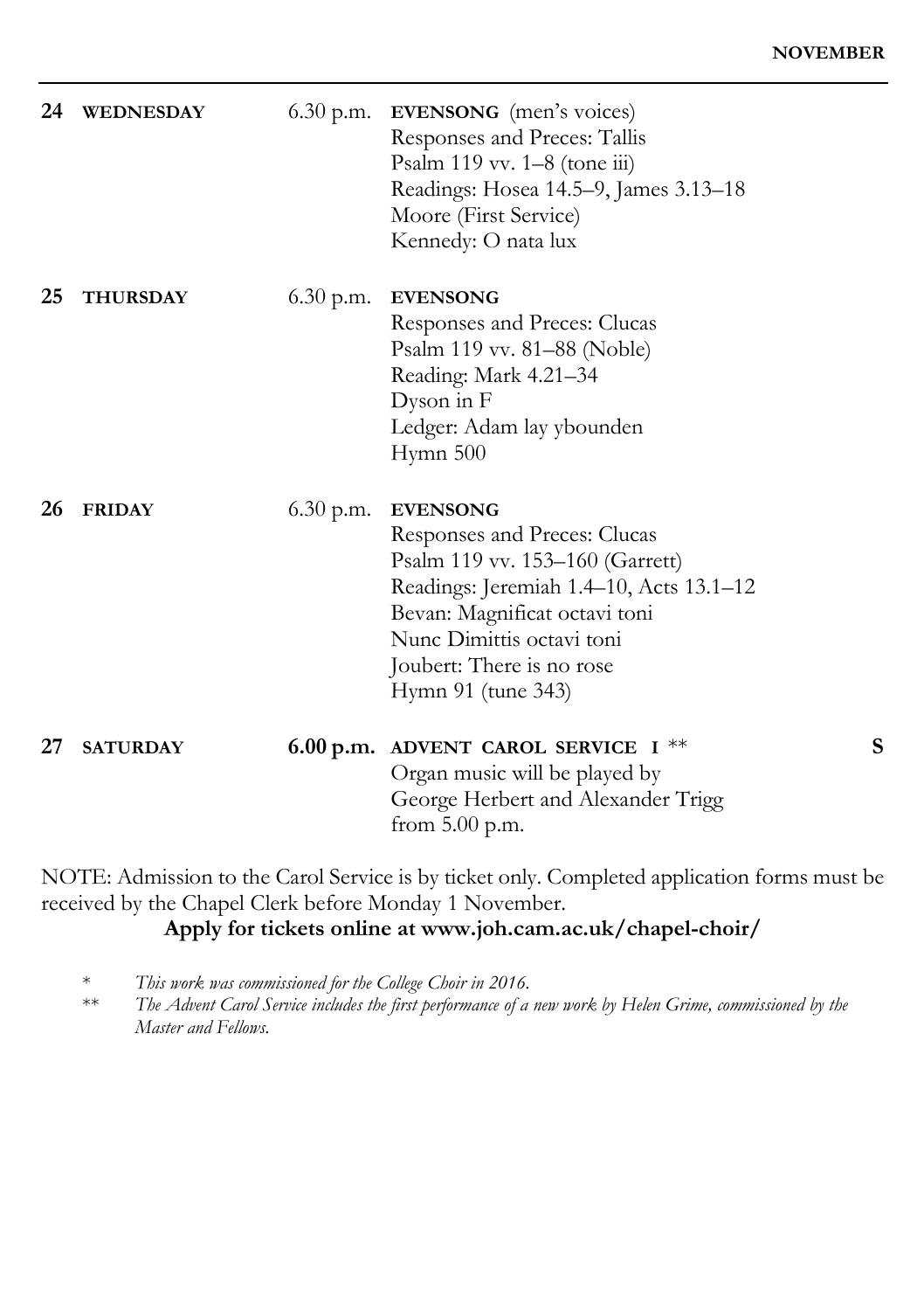**NOVEMBER**

---

**24 WEDNESDAY** — 6.30 p.m. — **EVENSONG** (men's voices)
Responses and Preces: Tallis
Psalm 119 vv. 1–8 (tone iii)
Readings: Hosea 14.5–9, James 3.13–18
Moore (First Service)
Kennedy: O nata lux

**25 THURSDAY** — 6.30 p.m. — **EVENSONG**
Responses and Preces: Clucas
Psalm 119 vv. 81–88 (Noble)
Reading: Mark 4.21–34
Dyson in F
Ledger: Adam lay ybounden
Hymn 500

**26 FRIDAY** — 6.30 p.m. — **EVENSONG**
Responses and Preces: Clucas
Psalm 119 vv. 153–160 (Garrett)
Readings: Jeremiah 1.4–10, Acts 13.1–12
Bevan: Magnificat octavi toni
Nunc Dimittis octavi toni
Joubert: There is no rose
Hymn 91 (tune 343)

**27 SATURDAY** — **6.00 p.m.** — **ADVENT CAROL SERVICE I** ** — **S**
Organ music will be played by
George Herbert and Alexander Trigg
from 5.00 p.m.

NOTE: Admission to the Carol Service is by ticket only. Completed application forms must be received by the Chapel Clerk before Monday 1 November.

**Apply for tickets online at www.joh.cam.ac.uk/chapel-choir/**

\* *This work was commissioned for the College Choir in 2016.*

\*\* *The Advent Carol Service includes the first performance of a new work by Helen Grime, commissioned by the Master and Fellows.*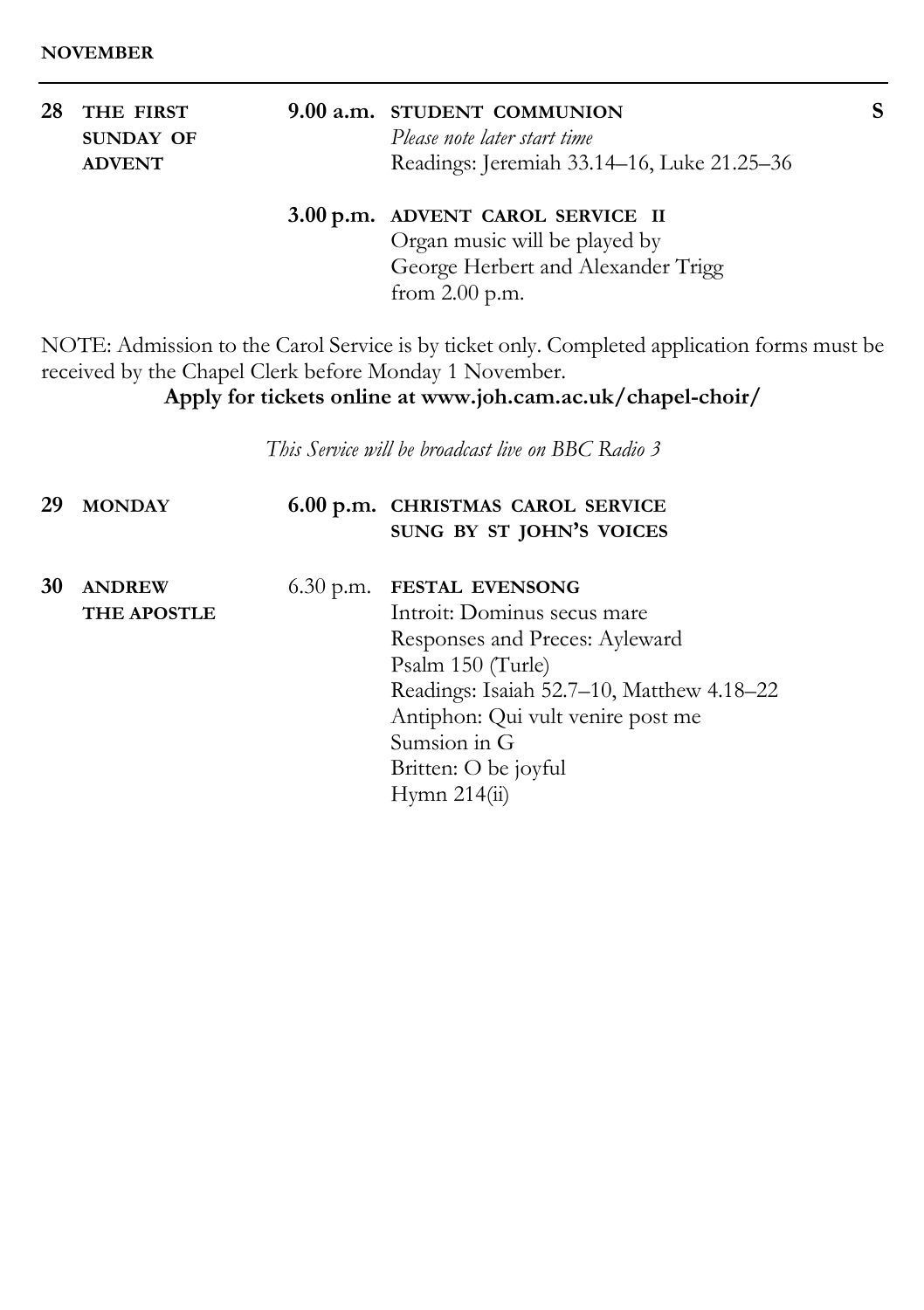**NOVEMBER**

| | | | | |
|---|---|---|---|---|
| **28** | **THE FIRST SUNDAY OF ADVENT** | **9.00 a.m.** | **STUDENT COMMUNION**<br>*Please note later start time*<br>Readings: Jeremiah 33.14–16, Luke 21.25–36 | **S** |
| | | **3.00 p.m.** | **ADVENT CAROL SERVICE II**<br>Organ music will be played by George Herbert and Alexander Trigg from 2.00 p.m. | |

NOTE: Admission to the Carol Service is by ticket only. Completed application forms must be received by the Chapel Clerk before Monday 1 November.

**Apply for tickets online at www.joh.cam.ac.uk/chapel-choir/**

*This Service will be broadcast live on BBC Radio 3*

| | | | |
|---|---|---|---|
| **29** | **MONDAY** | **6.00 p.m.** | **CHRISTMAS CAROL SERVICE SUNG BY ST JOHN'S VOICES** |
| **30** | **ANDREW THE APOSTLE** | 6.30 p.m. | **FESTAL EVENSONG**<br>Introit: Dominus secus mare<br>Responses and Preces: Ayleward<br>Psalm 150 (Turle)<br>Readings: Isaiah 52.7–10, Matthew 4.18–22<br>Antiphon: Qui vult venire post me<br>Sumsion in G<br>Britten: O be joyful<br>Hymn 214(ii) |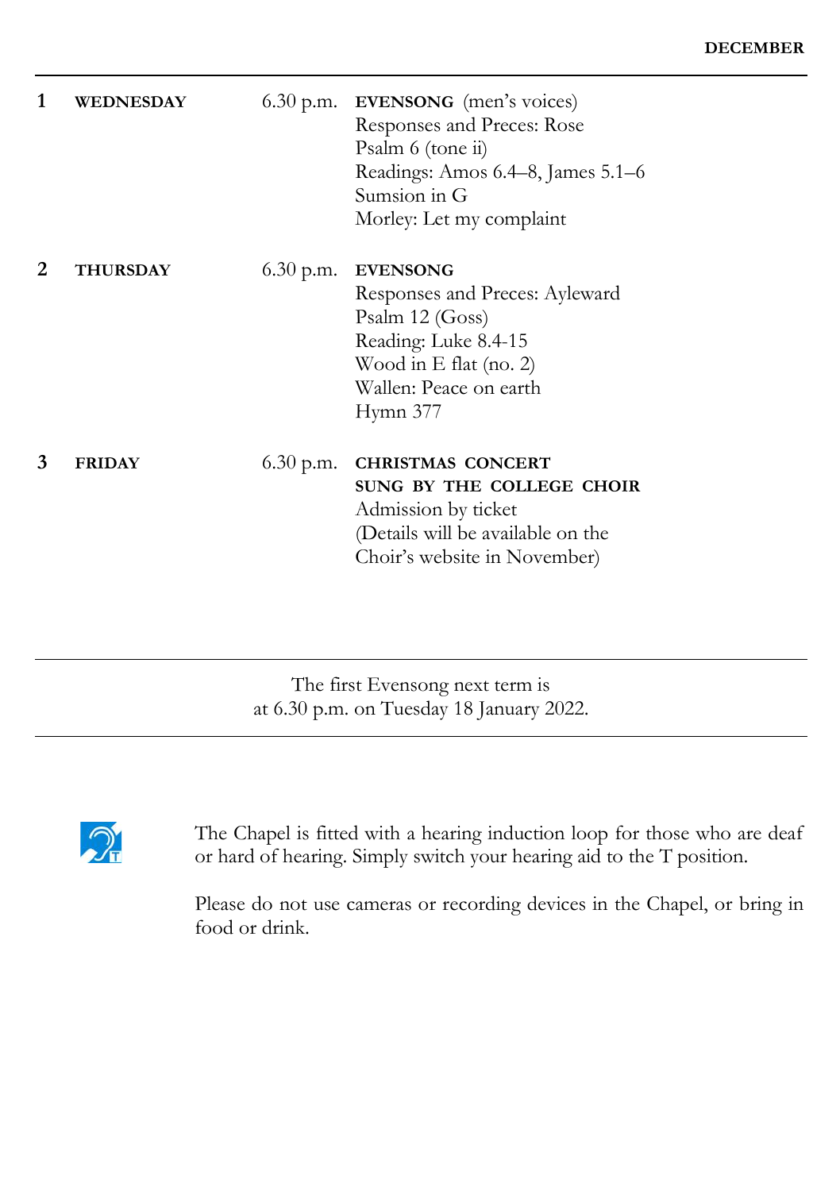**DECEMBER**

| | | | |
|---|---|---|---|
| **1** | **WEDNESDAY** | 6.30 p.m. | **EVENSONG** (men's voices)<br>Responses and Preces: Rose<br>Psalm 6 (tone ii)<br>Readings: Amos 6.4–8, James 5.1–6<br>Sumsion in G<br>Morley: Let my complaint |
| **2** | **THURSDAY** | 6.30 p.m. | **EVENSONG**<br>Responses and Preces: Ayleward<br>Psalm 12 (Goss)<br>Reading: Luke 8.4-15<br>Wood in E flat (no. 2)<br>Wallen: Peace on earth<br>Hymn 377 |
| **3** | **FRIDAY** | 6.30 p.m. | **CHRISTMAS CONCERT**<br>**SUNG BY THE COLLEGE CHOIR**<br>Admission by ticket<br>(Details will be available on the Choir's website in November) |

---

The first Evensong next term is
at 6.30 p.m. on Tuesday 18 January 2022.

---

The Chapel is fitted with a hearing induction loop for those who are deaf or hard of hearing. Simply switch your hearing aid to the T position.

Please do not use cameras or recording devices in the Chapel, or bring in food or drink.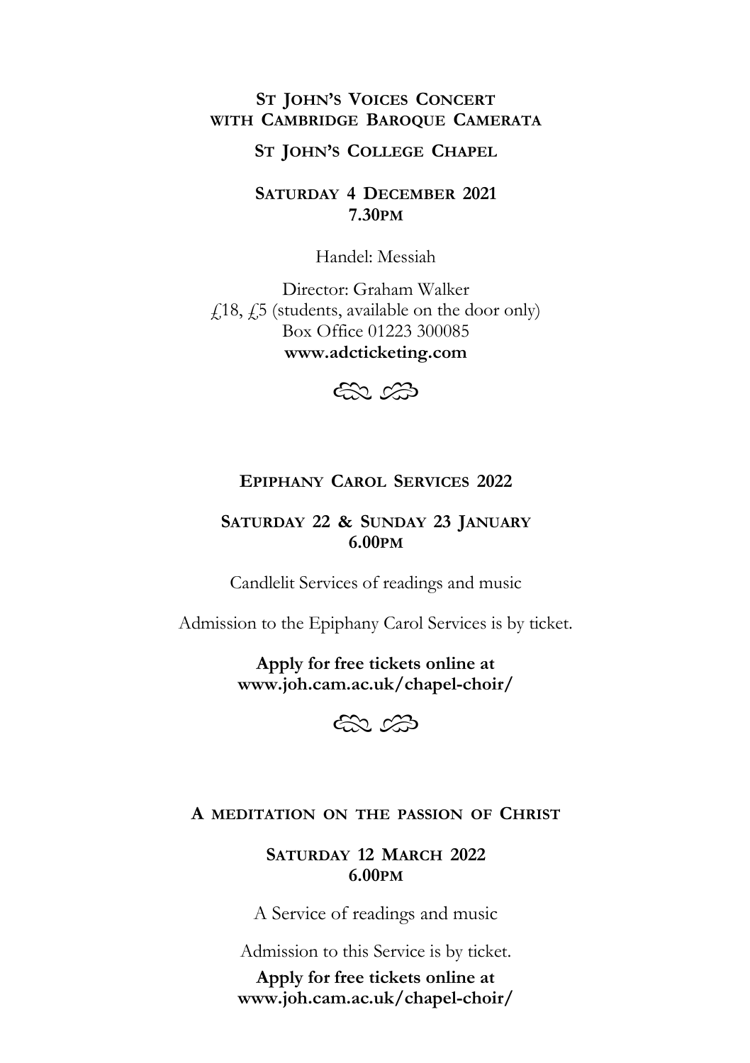## St John's Voices Concert with Cambridge Baroque Camerata

**St John's College Chapel**

**Saturday 4 December 2021**
**7.30pm**

Handel: Messiah

Director: Graham Walker
£18, £5 (students, available on the door only)
Box Office 01223 300085
**www.adcticketing.com**

## Epiphany Carol Services 2022

**Saturday 22 & Sunday 23 January**
**6.00pm**

Candlelit Services of readings and music

Admission to the Epiphany Carol Services is by ticket.

**Apply for free tickets online at**
**www.joh.cam.ac.uk/chapel-choir/**

## A meditation on the passion of Christ

**Saturday 12 March 2022**
**6.00pm**

A Service of readings and music

Admission to this Service is by ticket.

**Apply for free tickets online at**
**www.joh.cam.ac.uk/chapel-choir/**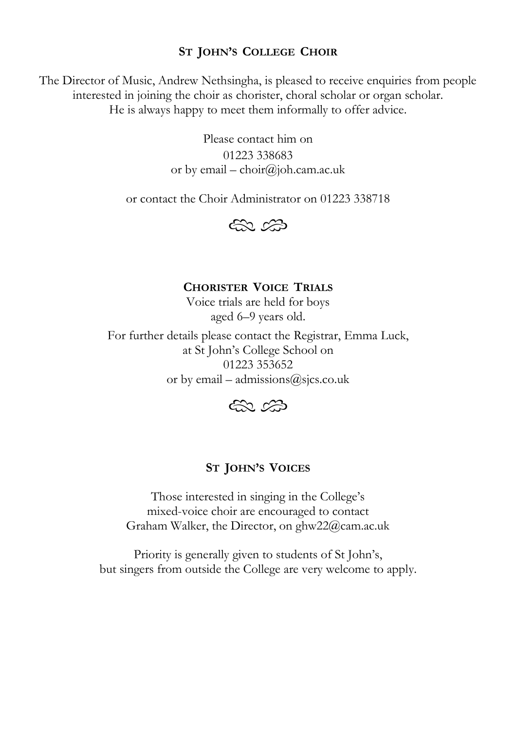## ST JOHN'S COLLEGE CHOIR

The Director of Music, Andrew Nethsingha, is pleased to receive enquiries from people interested in joining the choir as chorister, choral scholar or organ scholar.
He is always happy to meet them informally to offer advice.

Please contact him on
01223 338683
or by email – choir@joh.cam.ac.uk

or contact the Choir Administrator on 01223 338718

## CHORISTER VOICE TRIALS

Voice trials are held for boys
aged 6–9 years old.

For further details please contact the Registrar, Emma Luck,
at St John's College School on
01223 353652
or by email – admissions@sjcs.co.uk

## ST JOHN'S VOICES

Those interested in singing in the College's
mixed-voice choir are encouraged to contact
Graham Walker, the Director, on ghw22@cam.ac.uk

Priority is generally given to students of St John's,
but singers from outside the College are very welcome to apply.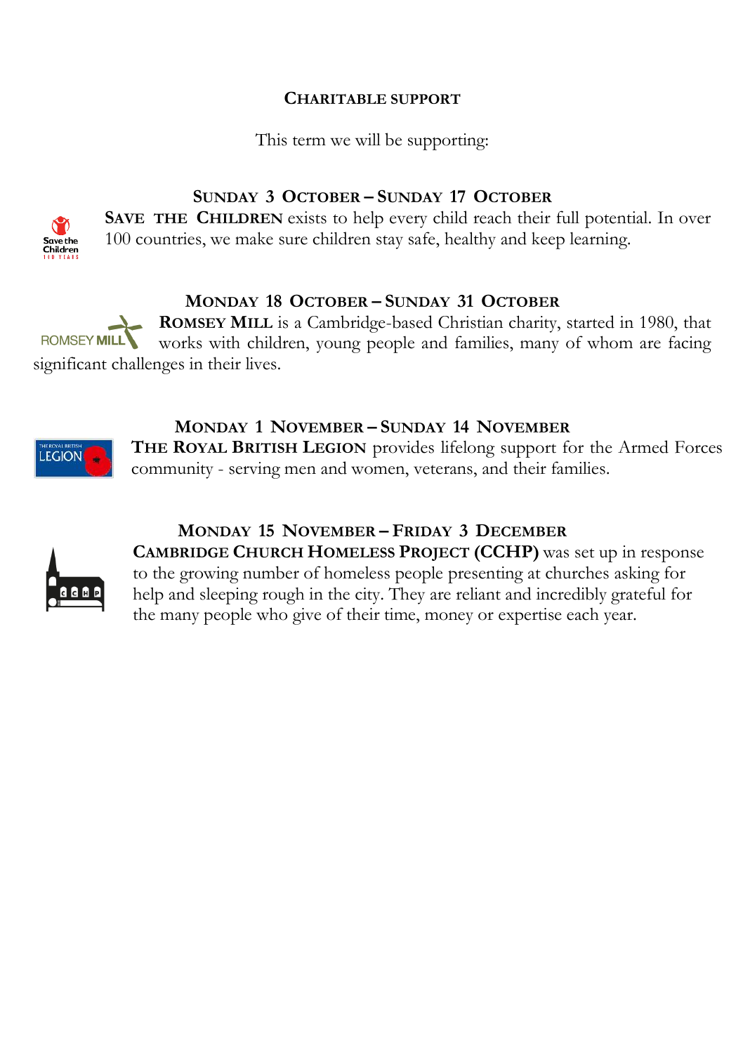## Charitable support

This term we will be supporting:

### Sunday 3 October – Sunday 17 October

**Save the Children** exists to help every child reach their full potential. In over 100 countries, we make sure children stay safe, healthy and keep learning.

### Monday 18 October – Sunday 31 October

**Romsey Mill** is a Cambridge-based Christian charity, started in 1980, that works with children, young people and families, many of whom are facing significant challenges in their lives.

### Monday 1 November – Sunday 14 November

**The Royal British Legion** provides lifelong support for the Armed Forces community - serving men and women, veterans, and their families.

### Monday 15 November – Friday 3 December

**Cambridge Church Homeless Project (CCHP)** was set up in response to the growing number of homeless people presenting at churches asking for help and sleeping rough in the city. They are reliant and incredibly grateful for the many people who give of their time, money or expertise each year.